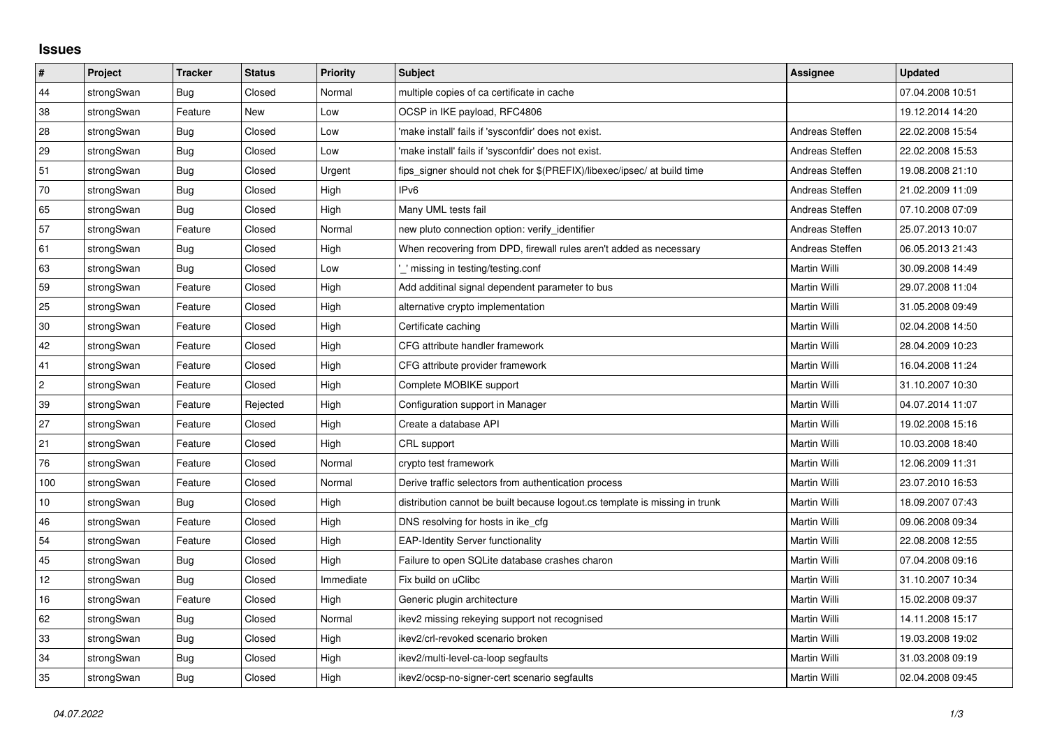## Issues

| # | Project | Tracker | Status | Priority | Subject | Assignee | Updated |
|---|---|---|---|---|---|---|---|
| 44 | strongSwan | Bug | Closed | Normal | multiple copies of ca certificate in cache | | 07.04.2008 10:51 |
| 38 | strongSwan | Feature | New | Low | OCSP in IKE payload, RFC4806 | | 19.12.2014 14:20 |
| 28 | strongSwan | Bug | Closed | Low | 'make install' fails if 'sysconfdir' does not exist. | Andreas Steffen | 22.02.2008 15:54 |
| 29 | strongSwan | Bug | Closed | Low | 'make install' fails if 'sysconfdir' does not exist. | Andreas Steffen | 22.02.2008 15:53 |
| 51 | strongSwan | Bug | Closed | Urgent | fips_signer should not chek for $(PREFIX)/libexec/ipsec/ at build time | Andreas Steffen | 19.08.2008 21:10 |
| 70 | strongSwan | Bug | Closed | High | IPv6 | Andreas Steffen | 21.02.2009 11:09 |
| 65 | strongSwan | Bug | Closed | High | Many UML tests fail | Andreas Steffen | 07.10.2008 07:09 |
| 57 | strongSwan | Feature | Closed | Normal | new pluto connection option: verify_identifier | Andreas Steffen | 25.07.2013 10:07 |
| 61 | strongSwan | Bug | Closed | High | When recovering from DPD, firewall rules aren't added as necessary | Andreas Steffen | 06.05.2013 21:43 |
| 63 | strongSwan | Bug | Closed | Low | '_' missing in testing/testing.conf | Martin Willi | 30.09.2008 14:49 |
| 59 | strongSwan | Feature | Closed | High | Add additinal signal dependent parameter to bus | Martin Willi | 29.07.2008 11:04 |
| 25 | strongSwan | Feature | Closed | High | alternative crypto implementation | Martin Willi | 31.05.2008 09:49 |
| 30 | strongSwan | Feature | Closed | High | Certificate caching | Martin Willi | 02.04.2008 14:50 |
| 42 | strongSwan | Feature | Closed | High | CFG attribute handler framework | Martin Willi | 28.04.2009 10:23 |
| 41 | strongSwan | Feature | Closed | High | CFG attribute provider framework | Martin Willi | 16.04.2008 11:24 |
| 2 | strongSwan | Feature | Closed | High | Complete MOBIKE support | Martin Willi | 31.10.2007 10:30 |
| 39 | strongSwan | Feature | Rejected | High | Configuration support in Manager | Martin Willi | 04.07.2014 11:07 |
| 27 | strongSwan | Feature | Closed | High | Create a database API | Martin Willi | 19.02.2008 15:16 |
| 21 | strongSwan | Feature | Closed | High | CRL support | Martin Willi | 10.03.2008 18:40 |
| 76 | strongSwan | Feature | Closed | Normal | crypto test framework | Martin Willi | 12.06.2009 11:31 |
| 100 | strongSwan | Feature | Closed | Normal | Derive traffic selectors from authentication process | Martin Willi | 23.07.2010 16:53 |
| 10 | strongSwan | Bug | Closed | High | distribution cannot be built because logout.cs template is missing in trunk | Martin Willi | 18.09.2007 07:43 |
| 46 | strongSwan | Feature | Closed | High | DNS resolving for hosts in ike_cfg | Martin Willi | 09.06.2008 09:34 |
| 54 | strongSwan | Feature | Closed | High | EAP-Identity Server functionality | Martin Willi | 22.08.2008 12:55 |
| 45 | strongSwan | Bug | Closed | High | Failure to open SQLite database crashes charon | Martin Willi | 07.04.2008 09:16 |
| 12 | strongSwan | Bug | Closed | Immediate | Fix build on uClibc | Martin Willi | 31.10.2007 10:34 |
| 16 | strongSwan | Feature | Closed | High | Generic plugin architecture | Martin Willi | 15.02.2008 09:37 |
| 62 | strongSwan | Bug | Closed | Normal | ikev2 missing rekeying support not recognised | Martin Willi | 14.11.2008 15:17 |
| 33 | strongSwan | Bug | Closed | High | ikev2/crl-revoked scenario broken | Martin Willi | 19.03.2008 19:02 |
| 34 | strongSwan | Bug | Closed | High | ikev2/multi-level-ca-loop segfaults | Martin Willi | 31.03.2008 09:19 |
| 35 | strongSwan | Bug | Closed | High | ikev2/ocsp-no-signer-cert scenario segfaults | Martin Willi | 02.04.2008 09:45 |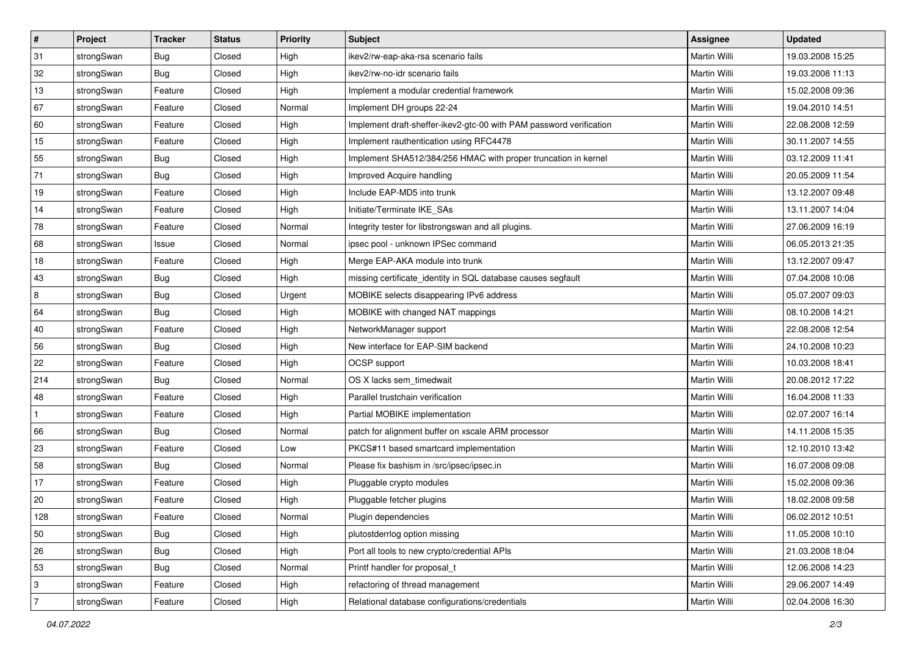| # | Project | Tracker | Status | Priority | Subject | Assignee | Updated |
|---|---|---|---|---|---|---|---|
| 31 | strongSwan | Bug | Closed | High | ikev2/rw-eap-aka-rsa scenario fails | Martin Willi | 19.03.2008 15:25 |
| 32 | strongSwan | Bug | Closed | High | ikev2/rw-no-idr scenario fails | Martin Willi | 19.03.2008 11:13 |
| 13 | strongSwan | Feature | Closed | High | Implement a modular credential framework | Martin Willi | 15.02.2008 09:36 |
| 67 | strongSwan | Feature | Closed | Normal | Implement DH groups 22-24 | Martin Willi | 19.04.2010 14:51 |
| 60 | strongSwan | Feature | Closed | High | Implement draft-sheffer-ikev2-gtc-00 with PAM password verification | Martin Willi | 22.08.2008 12:59 |
| 15 | strongSwan | Feature | Closed | High | Implement rauthentication using RFC4478 | Martin Willi | 30.11.2007 14:55 |
| 55 | strongSwan | Bug | Closed | High | Implement SHA512/384/256 HMAC with proper truncation in kernel | Martin Willi | 03.12.2009 11:41 |
| 71 | strongSwan | Bug | Closed | High | Improved Acquire handling | Martin Willi | 20.05.2009 11:54 |
| 19 | strongSwan | Feature | Closed | High | Include EAP-MD5 into trunk | Martin Willi | 13.12.2007 09:48 |
| 14 | strongSwan | Feature | Closed | High | Initiate/Terminate IKE_SAs | Martin Willi | 13.11.2007 14:04 |
| 78 | strongSwan | Feature | Closed | Normal | Integrity tester for libstrongswan and all plugins. | Martin Willi | 27.06.2009 16:19 |
| 68 | strongSwan | Issue | Closed | Normal | ipsec pool - unknown IPSec command | Martin Willi | 06.05.2013 21:35 |
| 18 | strongSwan | Feature | Closed | High | Merge EAP-AKA module into trunk | Martin Willi | 13.12.2007 09:47 |
| 43 | strongSwan | Bug | Closed | High | missing certificate_identity in SQL database causes segfault | Martin Willi | 07.04.2008 10:08 |
| 8 | strongSwan | Bug | Closed | Urgent | MOBIKE selects disappearing IPv6 address | Martin Willi | 05.07.2007 09:03 |
| 64 | strongSwan | Bug | Closed | High | MOBIKE with changed NAT mappings | Martin Willi | 08.10.2008 14:21 |
| 40 | strongSwan | Feature | Closed | High | NetworkManager support | Martin Willi | 22.08.2008 12:54 |
| 56 | strongSwan | Bug | Closed | High | New interface for EAP-SIM backend | Martin Willi | 24.10.2008 10:23 |
| 22 | strongSwan | Feature | Closed | High | OCSP support | Martin Willi | 10.03.2008 18:41 |
| 214 | strongSwan | Bug | Closed | Normal | OS X lacks sem_timedwait | Martin Willi | 20.08.2012 17:22 |
| 48 | strongSwan | Feature | Closed | High | Parallel trustchain verification | Martin Willi | 16.04.2008 11:33 |
| 1 | strongSwan | Feature | Closed | High | Partial MOBIKE implementation | Martin Willi | 02.07.2007 16:14 |
| 66 | strongSwan | Bug | Closed | Normal | patch for alignment buffer on xscale ARM processor | Martin Willi | 14.11.2008 15:35 |
| 23 | strongSwan | Feature | Closed | Low | PKCS#11 based smartcard implementation | Martin Willi | 12.10.2010 13:42 |
| 58 | strongSwan | Bug | Closed | Normal | Please fix bashism in /src/ipsec/ipsec.in | Martin Willi | 16.07.2008 09:08 |
| 17 | strongSwan | Feature | Closed | High | Pluggable crypto modules | Martin Willi | 15.02.2008 09:36 |
| 20 | strongSwan | Feature | Closed | High | Pluggable fetcher plugins | Martin Willi | 18.02.2008 09:58 |
| 128 | strongSwan | Feature | Closed | Normal | Plugin dependencies | Martin Willi | 06.02.2012 10:51 |
| 50 | strongSwan | Bug | Closed | High | plutostderrlog option missing | Martin Willi | 11.05.2008 10:10 |
| 26 | strongSwan | Bug | Closed | High | Port all tools to new crypto/credential APIs | Martin Willi | 21.03.2008 18:04 |
| 53 | strongSwan | Bug | Closed | Normal | Printf handler for proposal_t | Martin Willi | 12.06.2008 14:23 |
| 3 | strongSwan | Feature | Closed | High | refactoring of thread management | Martin Willi | 29.06.2007 14:49 |
| 7 | strongSwan | Feature | Closed | High | Relational database configurations/credentials | Martin Willi | 02.04.2008 16:30 |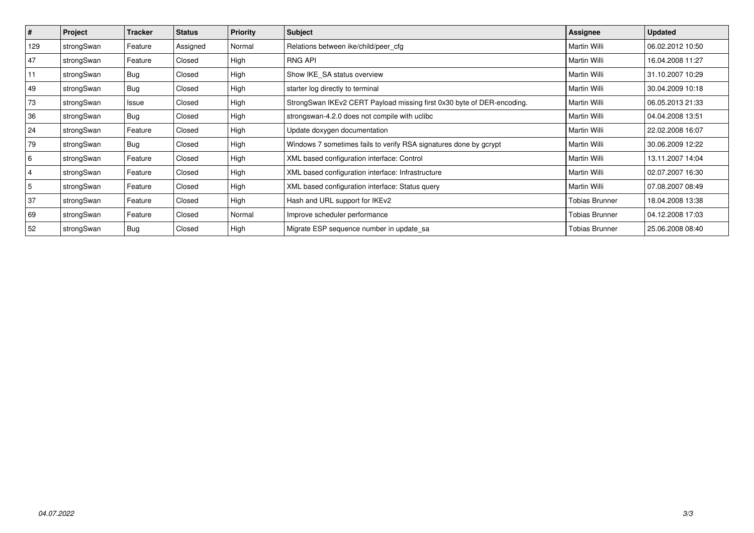| # | Project | Tracker | Status | Priority | Subject | Assignee | Updated |
|---|---|---|---|---|---|---|---|
| 129 | strongSwan | Feature | Assigned | Normal | Relations between ike/child/peer_cfg | Martin Willi | 06.02.2012 10:50 |
| 47 | strongSwan | Feature | Closed | High | RNG API | Martin Willi | 16.04.2008 11:27 |
| 11 | strongSwan | Bug | Closed | High | Show IKE_SA status overview | Martin Willi | 31.10.2007 10:29 |
| 49 | strongSwan | Bug | Closed | High | starter log directly to terminal | Martin Willi | 30.04.2009 10:18 |
| 73 | strongSwan | Issue | Closed | High | StrongSwan IKEv2 CERT Payload missing first 0x30 byte of DER-encoding. | Martin Willi | 06.05.2013 21:33 |
| 36 | strongSwan | Bug | Closed | High | strongswan-4.2.0 does not compile with uclibc | Martin Willi | 04.04.2008 13:51 |
| 24 | strongSwan | Feature | Closed | High | Update doxygen documentation | Martin Willi | 22.02.2008 16:07 |
| 79 | strongSwan | Bug | Closed | High | Windows 7 sometimes fails to verify RSA signatures done by gcrypt | Martin Willi | 30.06.2009 12:22 |
| 6 | strongSwan | Feature | Closed | High | XML based configuration interface: Control | Martin Willi | 13.11.2007 14:04 |
| 4 | strongSwan | Feature | Closed | High | XML based configuration interface: Infrastructure | Martin Willi | 02.07.2007 16:30 |
| 5 | strongSwan | Feature | Closed | High | XML based configuration interface: Status query | Martin Willi | 07.08.2007 08:49 |
| 37 | strongSwan | Feature | Closed | High | Hash and URL support for IKEv2 | Tobias Brunner | 18.04.2008 13:38 |
| 69 | strongSwan | Feature | Closed | Normal | Improve scheduler performance | Tobias Brunner | 04.12.2008 17:03 |
| 52 | strongSwan | Bug | Closed | High | Migrate ESP sequence number in update_sa | Tobias Brunner | 25.06.2008 08:40 |

*04.07.2022*